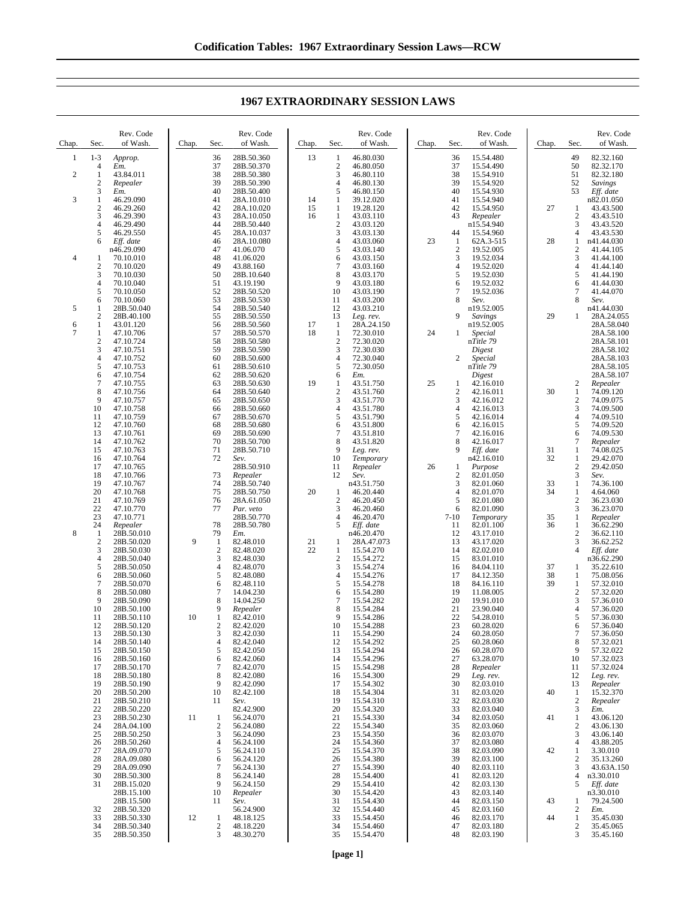# 1967 EXTRAORDINARY SESSION LAWS

| Chap. | Sec. | Rev. Code of Wash. |
|---|---|---|
| 1 | 1-3 | *Approp.* |
| | 4 | *Em.* |
| 2 | 1 | 43.84.011 |
| | 2 | *Repealer* |
| | 3 | *Em.* |
| 3 | 1 | 46.29.090 |
| | 2 | 46.29.260 |
| | 3 | 46.29.390 |
| | 4 | 46.29.490 |
| | 5 | 46.29.550 |
| | 6 | *Eff. date* n46.29.090 |
| 4 | 1 | 70.10.010 |
| | 2 | 70.10.020 |
| | 3 | 70.10.030 |
| | 4 | 70.10.040 |
| | 5 | 70.10.050 |
| | 6 | 70.10.060 |
| 5 | 1 | 28B.50.040 |
| | 2 | 28B.40.100 |
| 6 | 1 | 43.01.120 |
| 7 | 1 | 47.10.706 |
| | 2 | 47.10.724 |
| | 3 | 47.10.751 |
| | 4 | 47.10.752 |
| | 5 | 47.10.753 |
| | 6 | 47.10.754 |
| | 7 | 47.10.755 |
| | 8 | 47.10.756 |
| | 9 | 47.10.757 |
| | 10 | 47.10.758 |
| | 11 | 47.10.759 |
| | 12 | 47.10.760 |
| | 13 | 47.10.761 |
| | 14 | 47.10.762 |
| | 15 | 47.10.763 |
| | 16 | 47.10.764 |
| | 17 | 47.10.765 |
| | 18 | 47.10.766 |
| | 19 | 47.10.767 |
| | 20 | 47.10.768 |
| | 21 | 47.10.769 |
| | 22 | 47.10.770 |
| | 23 | 47.10.771 |
| | 24 | *Repealer* |
| 8 | 1 | 28B.50.010 |
| | 2 | 28B.50.020 |
| | 3 | 28B.50.030 |
| | 4 | 28B.50.040 |
| | 5 | 28B.50.050 |
| | 6 | 28B.50.060 |
| | 7 | 28B.50.070 |
| | 8 | 28B.50.080 |
| | 9 | 28B.50.090 |
| | 10 | 28B.50.100 |
| | 11 | 28B.50.110 |
| | 12 | 28B.50.120 |
| | 13 | 28B.50.130 |
| | 14 | 28B.50.140 |
| | 15 | 28B.50.150 |
| | 16 | 28B.50.160 |
| | 17 | 28B.50.170 |
| | 18 | 28B.50.180 |
| | 19 | 28B.50.190 |
| | 20 | 28B.50.200 |
| | 21 | 28B.50.210 |
| | 22 | 28B.50.220 |
| | 23 | 28B.50.230 |
| | 24 | 28A.04.100 |
| | 25 | 28B.50.250 |
| | 26 | 28B.50.260 |
| | 27 | 28A.09.070 |
| | 28 | 28A.09.080 |
| | 29 | 28A.09.090 |
| | 30 | 28B.50.300 |
| | 31 | 28B.15.020 28B.15.100 28B.15.500 |
| | 32 | 28B.50.320 |
| | 33 | 28B.50.330 |
| | 34 | 28B.50.340 |
| | 35 | 28B.50.350 |
| | 36 | 28B.50.360 |
| | 37 | 28B.50.370 |
| | 38 | 28B.50.380 |
| | 39 | 28B.50.390 |
| | 40 | 28B.50.400 |
| | 41 | 28A.10.010 |
| | 42 | 28A.10.020 |
| | 43 | 28A.10.050 |
| | 44 | 28B.50.440 |
| | 45 | 28A.10.037 |
| | 46 | 28A.10.080 |
| | 47 | 41.06.070 |
| | 48 | 41.06.020 |
| | 49 | 43.88.160 |
| | 50 | 28B.10.640 |
| | 51 | 43.19.190 |
| | 52 | 28B.50.520 |
| | 53 | 28B.50.530 |
| | 54 | 28B.50.540 |
| | 55 | 28B.50.550 |
| | 56 | 28B.50.560 |
| | 57 | 28B.50.570 |
| | 58 | 28B.50.580 |
| | 59 | 28B.50.590 |
| | 60 | 28B.50.600 |
| | 61 | 28B.50.610 |
| | 62 | 28B.50.620 |
| | 63 | 28B.50.630 |
| | 64 | 28B.50.640 |
| | 65 | 28B.50.650 |
| | 66 | 28B.50.660 |
| | 67 | 28B.50.670 |
| | 68 | 28B.50.680 |
| | 69 | 28B.50.690 |
| | 70 | 28B.50.700 |
| | 71 | 28B.50.710 |
| | 72 | *Sev.* 28B.50.910 |
| | 73 | *Repealer* |
| | 74 | 28B.50.740 |
| | 75 | 28B.50.750 |
| | 76 | 28A.61.050 |
| | 77 | *Par. veto* 28B.50.770 |
| | 78 | 28B.50.780 |
| | 79 | *Em.* |
| 9 | 1 | 82.48.010 |
| | 2 | 82.48.020 |
| | 3 | 82.48.030 |
| | 4 | 82.48.070 |
| | 5 | 82.48.080 |
| | 6 | 82.48.110 |
| | 7 | 14.04.230 |
| | 8 | 14.04.250 |
| | 9 | *Repealer* |
| 10 | 1 | 82.42.010 |
| | 2 | 82.42.020 |
| | 3 | 82.42.030 |
| | 4 | 82.42.040 |
| | 5 | 82.42.050 |
| | 6 | 82.42.060 |
| | 7 | 82.42.070 |
| | 8 | 82.42.080 |
| | 9 | 82.42.090 |
| | 10 | 82.42.100 |
| | 11 | *Sev.* 82.42.900 |
| 11 | 1 | 56.24.070 |
| | 2 | 56.24.080 |
| | 3 | 56.24.090 |
| | 4 | 56.24.100 |
| | 5 | 56.24.110 |
| | 6 | 56.24.120 |
| | 7 | 56.24.130 |
| | 8 | 56.24.140 |
| | 9 | 56.24.150 |
| | 10 | *Repealer* |
| | 11 | *Sev.* 56.24.900 |
| 12 | 1 | 48.18.125 |
| | 2 | 48.18.220 |
| | 3 | 48.30.270 |
| 13 | 1 | 46.80.030 |
| | 2 | 46.80.050 |
| | 3 | 46.80.110 |
| | 4 | 46.80.130 |
| | 5 | 46.80.150 |
| 14 | 1 | 39.12.020 |
| 15 | 1 | 19.28.120 |
| 16 | 1 | 43.03.110 |
| | 2 | 43.03.120 |
| | 3 | 43.03.130 |
| | 4 | 43.03.060 |
| | 5 | 43.03.140 |
| | 6 | 43.03.150 |
| | 7 | 43.03.160 |
| | 8 | 43.03.170 |
| | 9 | 43.03.180 |
| | 10 | 43.03.190 |
| | 11 | 43.03.200 |
| | 12 | 43.03.210 |
| | 13 | *Leg. rev.* |
| 17 | 1 | 28A.24.150 |
| 18 | 1 | 72.30.010 |
| | 2 | 72.30.020 |
| | 3 | 72.30.030 |
| | 4 | 72.30.040 |
| | 5 | 72.30.050 |
| | 6 | *Em.* |
| 19 | 1 | 43.51.750 |
| | 2 | 43.51.760 |
| | 3 | 43.51.770 |
| | 4 | 43.51.780 |
| | 5 | 43.51.790 |
| | 6 | 43.51.800 |
| | 7 | 43.51.810 |
| | 8 | 43.51.820 |
| | 9 | *Leg. rev.* |
| | 10 | *Temporary* |
| | 11 | *Repealer* |
| | 12 | *Sev.* n43.51.750 |
| 20 | 1 | 46.20.440 |
| | 2 | 46.20.450 |
| | 3 | 46.20.460 |
| | 4 | 46.20.470 |
| | 5 | *Eff. date* n46.20.470 |
| 21 | 1 | 28A.47.073 |
| 22 | 1 | 15.54.270 |
| | 2 | 15.54.272 |
| | 3 | 15.54.274 |
| | 4 | 15.54.276 |
| | 5 | 15.54.278 |
| | 6 | 15.54.280 |
| | 7 | 15.54.282 |
| | 8 | 15.54.284 |
| | 9 | 15.54.286 |
| | 10 | 15.54.288 |
| | 11 | 15.54.290 |
| | 12 | 15.54.292 |
| | 13 | 15.54.294 |
| | 14 | 15.54.296 |
| | 15 | 15.54.298 |
| | 16 | 15.54.300 |
| | 17 | 15.54.302 |
| | 18 | 15.54.304 |
| | 19 | 15.54.310 |
| | 20 | 15.54.320 |
| | 21 | 15.54.330 |
| | 22 | 15.54.340 |
| | 23 | 15.54.350 |
| | 24 | 15.54.360 |
| | 25 | 15.54.370 |
| | 26 | 15.54.380 |
| | 27 | 15.54.390 |
| | 28 | 15.54.400 |
| | 29 | 15.54.410 |
| | 30 | 15.54.420 |
| | 31 | 15.54.430 |
| | 32 | 15.54.440 |
| | 33 | 15.54.450 |
| | 34 | 15.54.460 |
| | 35 | 15.54.470 |
| | 36 | 15.54.480 |
| | 37 | 15.54.490 |
| | 38 | 15.54.910 |
| | 39 | 15.54.920 |
| | 40 | 15.54.930 |
| | 41 | 15.54.940 |
| | 42 | 15.54.950 |
| | 43 | *Repealer* n15.54.940 |
| | 44 | 15.54.960 |
| 23 | 1 | 62A.3-515 |
| | 2 | 19.52.005 |
| | 3 | 19.52.034 |
| | 4 | 19.52.020 |
| | 5 | 19.52.030 |
| | 6 | 19.52.032 |
| | 7 | 19.52.036 |
| | 8 | *Sev.* n19.52.005 |
| | 9 | *Savings* n19.52.005 |
| 24 | 1 | *Special* n*Title 79 Digest* |
| | 2 | *Special* n*Title 79 Digest* |
| 25 | 1 | 42.16.010 |
| | 2 | 42.16.011 |
| | 3 | 42.16.012 |
| | 4 | 42.16.013 |
| | 5 | 42.16.014 |
| | 6 | 42.16.015 |
| | 7 | 42.16.016 |
| | 8 | 42.16.017 |
| | 9 | *Eff. date* n42.16.010 |
| 26 | 1 | *Purpose* |
| | 2 | 82.01.050 |
| | 3 | 82.01.060 |
| | 4 | 82.01.070 |
| | 5 | 82.01.080 |
| | 6 | 82.01.090 |
| | 7-10 | *Temporary* |
| | 11 | 82.01.100 |
| | 12 | 43.17.010 |
| | 13 | 43.17.020 |
| | 14 | 82.02.010 |
| | 15 | 83.01.010 |
| | 16 | 84.04.110 |
| | 17 | 84.12.350 |
| | 18 | 84.16.110 |
| | 19 | 11.08.005 |
| | 20 | 19.91.010 |
| | 21 | 23.90.040 |
| | 22 | 54.28.010 |
| | 23 | 60.28.020 |
| | 24 | 60.28.050 |
| | 25 | 60.28.060 |
| | 26 | 60.28.070 |
| | 27 | 63.28.070 |
| | 28 | *Repealer* |
| | 29 | *Leg. rev.* |
| | 30 | 82.03.010 |
| | 31 | 82.03.020 |
| | 32 | 82.03.030 |
| | 33 | 82.03.040 |
| | 34 | 82.03.050 |
| | 35 | 82.03.060 |
| | 36 | 82.03.070 |
| | 37 | 82.03.080 |
| | 38 | 82.03.090 |
| | 39 | 82.03.100 |
| | 40 | 82.03.110 |
| | 41 | 82.03.120 |
| | 42 | 82.03.130 |
| | 43 | 82.03.140 |
| | 44 | 82.03.150 |
| | 45 | 82.03.160 |
| | 46 | 82.03.170 |
| | 47 | 82.03.180 |
| | 48 | 82.03.190 |
| | 49 | 82.32.160 |
| | 50 | 82.32.170 |
| | 51 | 82.32.180 |
| | 52 | *Savings* |
| | 53 | *Eff. date* n82.01.050 |
| 27 | 1 | 43.43.500 |
| | 2 | 43.43.510 |
| | 3 | 43.43.520 |
| | 4 | 43.43.530 |
| 28 | 1 | n41.44.030 |
| | 2 | 41.44.105 |
| | 3 | 41.44.100 |
| | 4 | 41.44.140 |
| | 5 | 41.44.190 |
| | 6 | 41.44.030 |
| | 7 | 41.44.070 |
| | 8 | *Sev.* n41.44.030 |
| 29 | 1 | 28A.24.055 28A.58.040 28A.58.100 28A.58.101 28A.58.102 28A.58.103 28A.58.105 28A.58.107 |
| | 2 | *Repealer* |
| 30 | 1 | 74.09.120 |
| | 2 | 74.09.075 |
| | 3 | 74.09.500 |
| | 4 | 74.09.510 |
| | 5 | 74.09.520 |
| | 6 | 74.09.530 |
| | 7 | *Repealer* |
| 31 | 1 | 74.08.025 |
| 32 | 1 | 29.42.070 |
| | 2 | 29.42.050 |
| | 3 | *Sev.* |
| 33 | 1 | 74.36.100 |
| 34 | 1 | 4.64.060 |
| | 2 | 36.23.030 |
| | 3 | 36.23.070 |
| 35 | 1 | *Repealer* |
| 36 | 1 | 36.62.290 |
| | 2 | 36.62.110 |
| | 3 | 36.62.252 |
| | 4 | *Eff. date* n36.62.290 |
| 37 | 1 | 35.22.610 |
| 38 | 1 | 75.08.056 |
| 39 | 1 | 57.32.010 |
| | 2 | 57.32.020 |
| | 3 | 57.36.010 |
| | 4 | 57.36.020 |
| | 5 | 57.36.030 |
| | 6 | 57.36.040 |
| | 7 | 57.36.050 |
| | 8 | 57.32.021 |
| | 9 | 57.32.022 |
| | 10 | 57.32.023 |
| | 11 | 57.32.024 |
| | 12 | *Leg. rev.* |
| | 13 | *Repealer* |
| 40 | 1 | 15.32.370 |
| | 2 | *Repealer* |
| | 3 | *Em.* |
| 41 | 1 | 43.06.120 |
| | 2 | 43.06.130 |
| | 3 | 43.06.140 |
| | 4 | 43.88.205 |
| 42 | 1 | 3.30.010 |
| | 2 | 35.13.260 |
| | 3 | 43.63A.150 |
| | 4 | n3.30.010 |
| | 5 | *Eff. date* n3.30.010 |
| 43 | 1 | 79.24.500 |
| | 2 | *Em.* |
| 44 | 1 | 35.45.030 |
| | 2 | 35.45.065 |
| | 3 | 35.45.160 |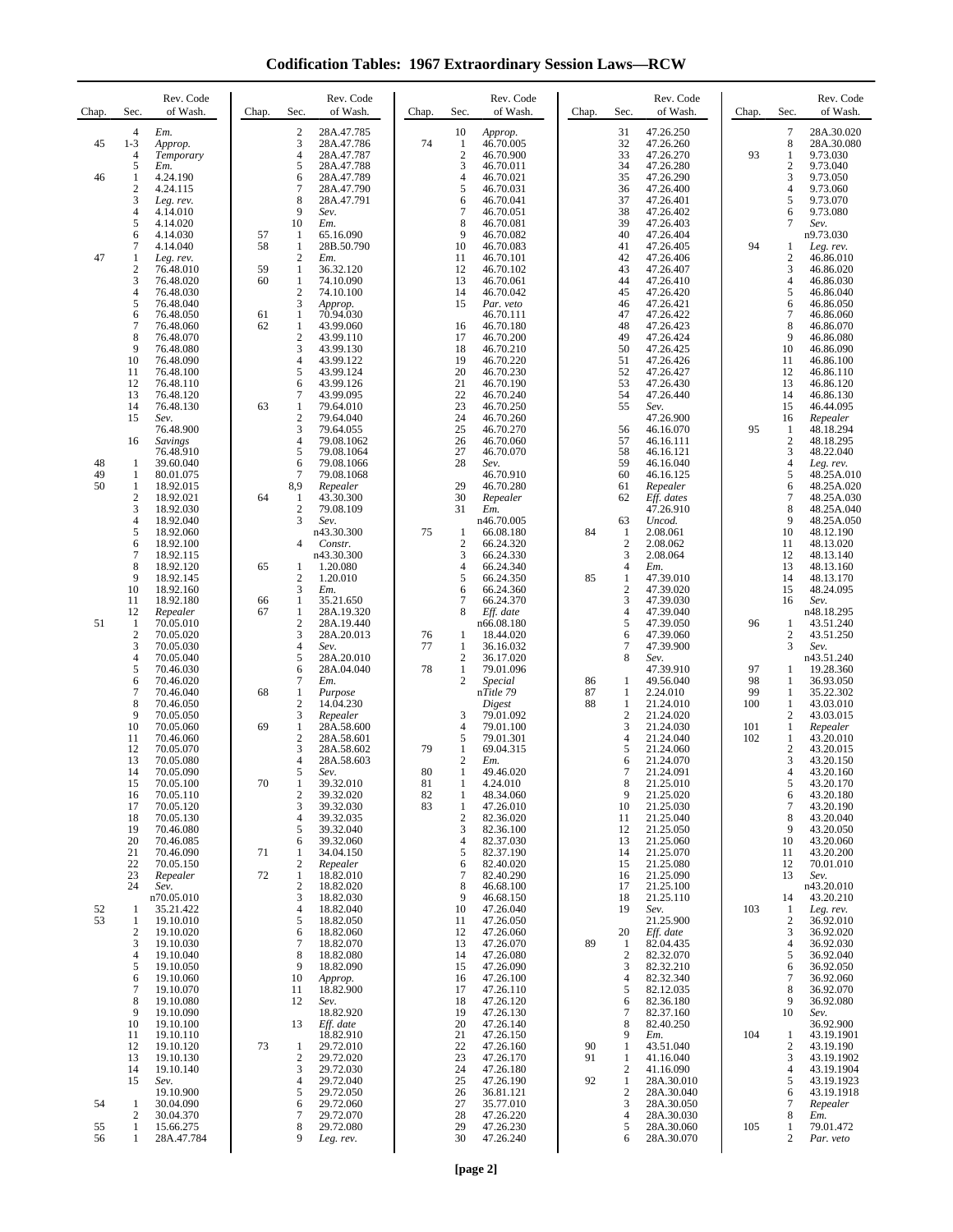# Codification Tables: 1967 Extraordinary Session Laws—RCW

| Chap. | Sec. | Rev. Code of Wash. |
|---|---|---|
| | 4 | *Em.* |
| 45 | 1-3 | *Approp.* |
| | 4 | *Temporary* |
| | 5 | *Em.* |
| 46 | 1 | 4.24.190 |
| | 2 | 4.24.115 |
| | 3 | *Leg. rev.* |
| | 4 | 4.14.010 |
| | 5 | 4.14.020 |
| | 6 | 4.14.030 |
| | 7 | 4.14.040 |
| 47 | 1 | *Leg. rev.* |
| | 2 | 76.48.010 |
| | 3 | 76.48.020 |
| | 4 | 76.48.030 |
| | 5 | 76.48.040 |
| | 6 | 76.48.050 |
| | 7 | 76.48.060 |
| | 8 | 76.48.070 |
| | 9 | 76.48.080 |
| | 10 | 76.48.090 |
| | 11 | 76.48.100 |
| | 12 | 76.48.110 |
| | 13 | 76.48.120 |
| | 14 | 76.48.130 |
| | 15 | *Sev.* 76.48.900 |
| | 16 | *Savings* 76.48.910 |
| 48 | 1 | 39.60.040 |
| 49 | 1 | 80.01.075 |
| 50 | 1 | 18.92.015 |
| | 2 | 18.92.021 |
| | 3 | 18.92.030 |
| | 4 | 18.92.040 |
| | 5 | 18.92.060 |
| | 6 | 18.92.100 |
| | 7 | 18.92.115 |
| | 8 | 18.92.120 |
| | 9 | 18.92.145 |
| | 10 | 18.92.160 |
| | 11 | 18.92.180 |
| | 12 | *Repealer* |
| 51 | 1 | 70.05.010 |
| | 2 | 70.05.020 |
| | 3 | 70.05.030 |
| | 4 | 70.05.040 |
| | 5 | 70.46.030 |
| | 6 | 70.46.020 |
| | 7 | 70.46.040 |
| | 8 | 70.46.050 |
| | 9 | 70.05.050 |
| | 10 | 70.05.060 |
| | 11 | 70.46.060 |
| | 12 | 70.05.070 |
| | 13 | 70.05.080 |
| | 14 | 70.05.090 |
| | 15 | 70.05.100 |
| | 16 | 70.05.110 |
| | 17 | 70.05.120 |
| | 18 | 70.05.130 |
| | 19 | 70.46.080 |
| | 20 | 70.46.085 |
| | 21 | 70.46.090 |
| | 22 | 70.05.150 |
| | 23 | *Repealer* |
| | 24 | *Sev.* n70.05.010 |
| 52 | 1 | 35.21.422 |
| 53 | 1 | 19.10.010 |
| | 2 | 19.10.020 |
| | 3 | 19.10.030 |
| | 4 | 19.10.040 |
| | 5 | 19.10.050 |
| | 6 | 19.10.060 |
| | 7 | 19.10.070 |
| | 8 | 19.10.080 |
| | 9 | 19.10.090 |
| | 10 | 19.10.100 |
| | 11 | 19.10.110 |
| | 12 | 19.10.120 |
| | 13 | 19.10.130 |
| | 14 | 19.10.140 |
| | 15 | *Sev.* 19.10.900 |
| 54 | 1 | 30.04.090 |
| | 2 | 30.04.370 |
| 55 | 1 | 15.66.275 |
| 56 | 1 | 28A.47.784 |
| | 2 | 28A.47.785 |
| | 3 | 28A.47.786 |
| | 4 | 28A.47.787 |
| | 5 | 28A.47.788 |
| | 6 | 28A.47.789 |
| | 7 | 28A.47.790 |
| | 8 | 28A.47.791 |
| | 9 | *Sev.* |
| | 10 | *Em.* |
| 57 | 1 | 65.16.090 |
| 58 | 1 | 28B.50.790 |
| | 2 | *Em.* |
| 59 | 1 | 36.32.120 |
| 60 | 1 | 74.10.090 |
| | 2 | 74.10.100 |
| | 3 | *Approp.* |
| 61 | 1 | 70.94.030 |
| 62 | 1 | 43.99.060 |
| | 2 | 43.99.110 |
| | 3 | 43.99.130 |
| | 4 | 43.99.122 |
| | 5 | 43.99.124 |
| | 6 | 43.99.126 |
| | 7 | 43.99.095 |
| 63 | 1 | 79.64.010 |
| | 2 | 79.64.040 |
| | 3 | 79.64.055 |
| | 4 | 79.08.1062 |
| | 5 | 79.08.1064 |
| | 6 | 79.08.1066 |
| | 7 | 79.08.1068 |
| | 8,9 | *Repealer* |
| 64 | 1 | 43.30.300 |
| | 2 | 79.08.109 |
| | 3 | *Sev.* n43.30.300 |
| | 4 | *Constr.* n43.30.300 |
| 65 | 1 | 1.20.080 |
| | 2 | 1.20.010 |
| | 3 | *Em.* |
| 66 | 1 | 35.21.650 |
| 67 | 1 | 28A.19.320 |
| | 2 | 28A.19.440 |
| | 3 | 28A.20.013 |
| | 4 | *Sev.* |
| | 5 | 28A.20.010 |
| | 6 | 28A.04.040 |
| | 7 | *Em.* |
| 68 | 1 | *Purpose* |
| | 2 | 14.04.230 |
| | 3 | *Repealer* |
| 69 | 1 | 28A.58.600 |
| | 2 | 28A.58.601 |
| | 3 | 28A.58.602 |
| | 4 | 28A.58.603 |
| | 5 | *Sev.* |
| 70 | 1 | 39.32.010 |
| | 2 | 39.32.020 |
| | 3 | 39.32.030 |
| | 4 | 39.32.035 |
| | 5 | 39.32.040 |
| | 6 | 39.32.060 |
| 71 | 1 | 34.04.150 |
| | 2 | *Repealer* |
| 72 | 1 | 18.82.010 |
| | 2 | 18.82.020 |
| | 3 | 18.82.030 |
| | 4 | 18.82.040 |
| | 5 | 18.82.050 |
| | 6 | 18.82.060 |
| | 7 | 18.82.070 |
| | 8 | 18.82.080 |
| | 9 | 18.82.090 |
| | 10 | *Approp.* |
| | 11 | 18.82.900 |
| | 12 | *Sev.* 18.82.920 |
| | 13 | *Eff. date* 18.82.910 |
| 73 | 1 | 29.72.010 |
| | 2 | 29.72.020 |
| | 3 | 29.72.030 |
| | 4 | 29.72.040 |
| | 5 | 29.72.050 |
| | 6 | 29.72.060 |
| | 7 | 29.72.070 |
| | 8 | 29.72.080 |
| | 9 | *Leg. rev.* |
| | 10 | *Approp.* |
| 74 | 1 | 46.70.005 |
| | 2 | 46.70.900 |
| | 3 | 46.70.011 |
| | 4 | 46.70.021 |
| | 5 | 46.70.031 |
| | 6 | 46.70.041 |
| | 7 | 46.70.051 |
| | 8 | 46.70.081 |
| | 9 | 46.70.082 |
| | 10 | 46.70.083 |
| | 11 | 46.70.101 |
| | 12 | 46.70.102 |
| | 13 | 46.70.061 |
| | 14 | 46.70.042 |
| | 15 | *Par. veto* 46.70.111 |
| | 16 | 46.70.180 |
| | 17 | 46.70.200 |
| | 18 | 46.70.210 |
| | 19 | 46.70.220 |
| | 20 | 46.70.230 |
| | 21 | 46.70.190 |
| | 22 | 46.70.240 |
| | 23 | 46.70.250 |
| | 24 | 46.70.260 |
| | 25 | 46.70.270 |
| | 26 | 46.70.060 |
| | 27 | 46.70.070 |
| | 28 | *Sev.* 46.70.910 |
| | 29 | 46.70.280 |
| | 30 | *Repealer* |
| | 31 | *Em.* n46.70.005 |
| 75 | 1 | 66.08.180 |
| | 2 | 66.24.320 |
| | 3 | 66.24.330 |
| | 4 | 66.24.340 |
| | 5 | 66.24.350 |
| | 6 | 66.24.360 |
| | 7 | 66.24.370 |
| | 8 | *Eff. date* n66.08.180 |
| 76 | 1 | 18.44.020 |
| 77 | 1 | 36.16.032 |
| | 2 | 36.17.020 |
| 78 | 1 | 79.01.096 |
| | 2 | *Special* n*Title 79 Digest* |
| | 3 | 79.01.092 |
| | 4 | 79.01.100 |
| | 5 | 79.01.301 |
| 79 | 1 | 69.04.315 |
| | 2 | *Em.* |
| 80 | 1 | 49.46.020 |
| 81 | 1 | 4.24.010 |
| 82 | 1 | 48.34.060 |
| 83 | 1 | 47.26.010 |
| | 2 | 82.36.020 |
| | 3 | 82.36.100 |
| | 4 | 82.37.030 |
| | 5 | 82.37.190 |
| | 6 | 82.40.020 |
| | 7 | 82.40.290 |
| | 8 | 46.68.100 |
| | 9 | 46.68.150 |
| | 10 | 47.26.040 |
| | 11 | 47.26.050 |
| | 12 | 47.26.060 |
| | 13 | 47.26.070 |
| | 14 | 47.26.080 |
| | 15 | 47.26.090 |
| | 16 | 47.26.100 |
| | 17 | 47.26.110 |
| | 18 | 47.26.120 |
| | 19 | 47.26.130 |
| | 20 | 47.26.140 |
| | 21 | 47.26.150 |
| | 22 | 47.26.160 |
| | 23 | 47.26.170 |
| | 24 | 47.26.180 |
| | 25 | 47.26.190 |
| | 26 | 36.81.121 |
| | 27 | 35.77.010 |
| | 28 | 47.26.220 |
| | 29 | 47.26.230 |
| | 30 | 47.26.240 |
| | 31 | 47.26.250 |
| | 32 | 47.26.260 |
| | 33 | 47.26.270 |
| | 34 | 47.26.280 |
| | 35 | 47.26.290 |
| | 36 | 47.26.400 |
| | 37 | 47.26.401 |
| | 38 | 47.26.402 |
| | 39 | 47.26.403 |
| | 40 | 47.26.404 |
| | 41 | 47.26.405 |
| | 42 | 47.26.406 |
| | 43 | 47.26.407 |
| | 44 | 47.26.410 |
| | 45 | 47.26.420 |
| | 46 | 47.26.421 |
| | 47 | 47.26.422 |
| | 48 | 47.26.423 |
| | 49 | 47.26.424 |
| | 50 | 47.26.425 |
| | 51 | 47.26.426 |
| | 52 | 47.26.427 |
| | 53 | 47.26.430 |
| | 54 | 47.26.440 |
| | 55 | *Sev.* 47.26.900 |
| | 56 | 46.16.070 |
| | 57 | 46.16.111 |
| | 58 | 46.16.121 |
| | 59 | 46.16.040 |
| | 60 | 46.16.125 |
| | 61 | *Repealer* |
| | 62 | *Eff. dates* 47.26.910 |
| | 63 | *Uncod.* |
| 84 | 1 | 2.08.061 |
| | 2 | 2.08.062 |
| | 3 | 2.08.064 |
| | 4 | *Em.* |
| 85 | 1 | 47.39.010 |
| | 2 | 47.39.020 |
| | 3 | 47.39.030 |
| | 4 | 47.39.040 |
| | 5 | 47.39.050 |
| | 6 | 47.39.060 |
| | 7 | 47.39.900 |
| | 8 | *Sev.* 47.39.910 |
| 86 | 1 | 49.56.040 |
| 87 | 1 | 2.24.010 |
| 88 | 1 | 21.24.010 |
| | 2 | 21.24.020 |
| | 3 | 21.24.030 |
| | 4 | 21.24.040 |
| | 5 | 21.24.060 |
| | 6 | 21.24.070 |
| | 7 | 21.24.091 |
| | 8 | 21.25.010 |
| | 9 | 21.25.020 |
| | 10 | 21.25.030 |
| | 11 | 21.25.040 |
| | 12 | 21.25.050 |
| | 13 | 21.25.060 |
| | 14 | 21.25.070 |
| | 15 | 21.25.080 |
| | 16 | 21.25.090 |
| | 17 | 21.25.100 |
| | 18 | 21.25.110 |
| | 19 | *Sev.* 21.25.900 |
| | 20 | *Eff. date* |
| 89 | 1 | 82.04.435 |
| | 2 | 82.32.070 |
| | 3 | 82.32.210 |
| | 4 | 82.32.340 |
| | 5 | 82.12.035 |
| | 6 | 82.36.180 |
| | 7 | 82.37.160 |
| | 8 | 82.40.250 |
| | 9 | *Em.* |
| 90 | 1 | 43.51.040 |
| 91 | 1 | 41.16.040 |
| | 2 | 41.16.090 |
| 92 | 1 | 28A.30.010 |
| | 2 | 28A.30.040 |
| | 3 | 28A.30.050 |
| | 4 | 28A.30.030 |
| | 5 | 28A.30.060 |
| | 6 | 28A.30.070 |
| | 7 | 28A.30.020 |
| | 8 | 28A.30.080 |
| 93 | 1 | 9.73.030 |
| | 2 | 9.73.040 |
| | 3 | 9.73.050 |
| | 4 | 9.73.060 |
| | 5 | 9.73.070 |
| | 6 | 9.73.080 |
| | 7 | *Sev.* n9.73.030 |
| 94 | 1 | *Leg. rev.* |
| | 2 | 46.86.010 |
| | 3 | 46.86.020 |
| | 4 | 46.86.030 |
| | 5 | 46.86.040 |
| | 6 | 46.86.050 |
| | 7 | 46.86.060 |
| | 8 | 46.86.070 |
| | 9 | 46.86.080 |
| | 10 | 46.86.090 |
| | 11 | 46.86.100 |
| | 12 | 46.86.110 |
| | 13 | 46.86.120 |
| | 14 | 46.86.130 |
| | 15 | 46.44.095 |
| | 16 | *Repealer* |
| 95 | 1 | 48.18.294 |
| | 2 | 48.18.295 |
| | 3 | 48.22.040 |
| | 4 | *Leg. rev.* |
| | 5 | 48.25A.010 |
| | 6 | 48.25A.020 |
| | 7 | 48.25A.030 |
| | 8 | 48.25A.040 |
| | 9 | 48.25A.050 |
| | 10 | 48.12.190 |
| | 11 | 48.13.020 |
| | 12 | 48.13.140 |
| | 13 | 48.13.160 |
| | 14 | 48.13.170 |
| | 15 | 48.24.095 |
| | 16 | *Sev.* n48.18.295 |
| 96 | 1 | 43.51.240 |
| | 2 | 43.51.250 |
| | 3 | *Sev.* n43.51.240 |
| 97 | 1 | 19.28.360 |
| 98 | 1 | 36.93.050 |
| 99 | 1 | 35.22.302 |
| 100 | 1 | 43.03.010 |
| | 2 | 43.03.015 |
| 101 | 1 | *Repealer* |
| 102 | 1 | 43.20.010 |
| | 2 | 43.20.015 |
| | 3 | 43.20.150 |
| | 4 | 43.20.160 |
| | 5 | 43.20.170 |
| | 6 | 43.20.180 |
| | 7 | 43.20.190 |
| | 8 | 43.20.040 |
| | 9 | 43.20.050 |
| | 10 | 43.20.060 |
| | 11 | 43.20.200 |
| | 12 | 70.01.010 |
| | 13 | *Sev.* n43.20.010 |
| | 14 | 43.20.210 |
| 103 | 1 | *Leg. rev.* |
| | 2 | 36.92.010 |
| | 3 | 36.92.020 |
| | 4 | 36.92.030 |
| | 5 | 36.92.040 |
| | 6 | 36.92.050 |
| | 7 | 36.92.060 |
| | 8 | 36.92.070 |
| | 9 | 36.92.080 |
| | 10 | *Sev.* 36.92.900 |
| 104 | 1 | 43.19.1901 |
| | 2 | 43.19.190 |
| | 3 | 43.19.1902 |
| | 4 | 43.19.1904 |
| | 5 | 43.19.1923 |
| | 6 | 43.19.1918 |
| | 7 | *Repealer* |
| | 8 | *Em.* |
| 105 | 1 | 79.01.472 |
| | 2 | *Par. veto* |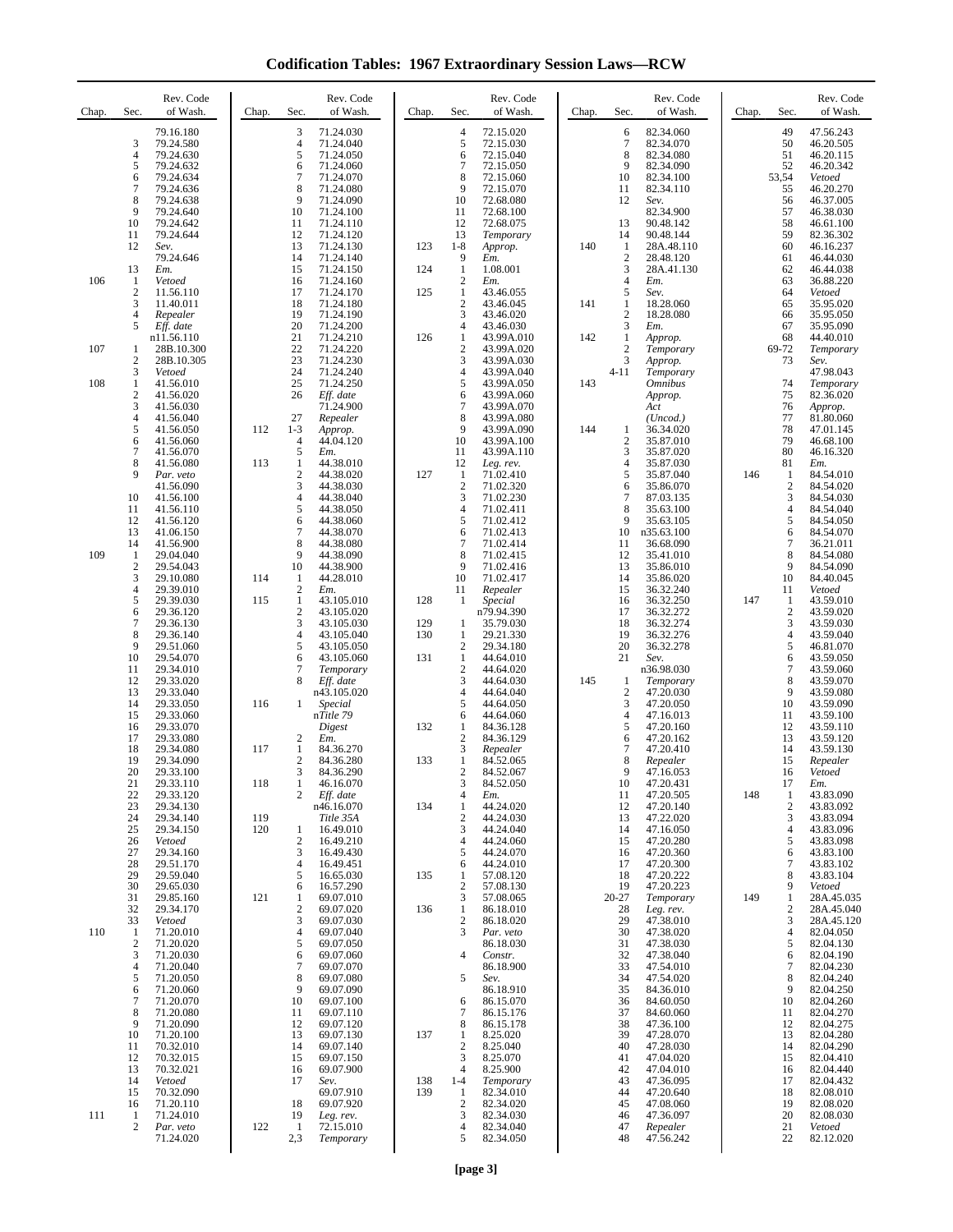# Codification Tables: 1967 Extraordinary Session Laws—RCW

| Chap. | Sec. | Rev. Code of Wash. |
|---|---|---|
| | | 79.16.180 |
| | 3 | 79.24.580 |
| | 4 | 79.24.630 |
| | 5 | 79.24.632 |
| | 6 | 79.24.634 |
| | 7 | 79.24.636 |
| | 8 | 79.24.638 |
| | 9 | 79.24.640 |
| | 10 | 79.24.642 |
| | 11 | 79.24.644 |
| | 12 | *Sev.* 79.24.646 |
| | 13 | *Em.* |
| 106 | 1 | *Vetoed* |
| | 2 | 11.56.110 |
| | 3 | 11.40.011 |
| | 4 | *Repealer* |
| | 5 | *Eff. date* n11.56.110 |
| 107 | 1 | 28B.10.300 |
| | 2 | 28B.10.305 |
| | 3 | *Vetoed* |
| 108 | 1 | 41.56.010 |
| | 2 | 41.56.020 |
| | 3 | 41.56.030 |
| | 4 | 41.56.040 |
| | 5 | 41.56.050 |
| | 6 | 41.56.060 |
| | 7 | 41.56.070 |
| | 8 | 41.56.080 |
| | 9 | *Par. veto* 41.56.090 |
| | 10 | 41.56.100 |
| | 11 | 41.56.110 |
| | 12 | 41.56.120 |
| | 13 | 41.06.150 |
| | 14 | 41.56.900 |
| 109 | 1 | 29.04.040 |
| | 2 | 29.54.043 |
| | 3 | 29.10.080 |
| | 4 | 29.39.010 |
| | 5 | 29.39.030 |
| | 6 | 29.36.120 |
| | 7 | 29.36.130 |
| | 8 | 29.36.140 |
| | 9 | 29.51.060 |
| | 10 | 29.54.070 |
| | 11 | 29.34.010 |
| | 12 | 29.33.020 |
| | 13 | 29.33.040 |
| | 14 | 29.33.050 |
| | 15 | 29.33.060 |
| | 16 | 29.33.070 |
| | 17 | 29.33.080 |
| | 18 | 29.34.080 |
| | 19 | 29.34.090 |
| | 20 | 29.33.100 |
| | 21 | 29.33.110 |
| | 22 | 29.33.120 |
| | 23 | 29.34.130 |
| | 24 | 29.34.140 |
| | 25 | 29.34.150 |
| | 26 | *Vetoed* |
| | 27 | 29.34.160 |
| | 28 | 29.51.170 |
| | 29 | 29.59.040 |
| | 30 | 29.65.030 |
| | 31 | 29.85.160 |
| | 32 | 29.34.170 |
| | 33 | *Vetoed* |
| 110 | 1 | 71.20.010 |
| | 2 | 71.20.020 |
| | 3 | 71.20.030 |
| | 4 | 71.20.040 |
| | 5 | 71.20.050 |
| | 6 | 71.20.060 |
| | 7 | 71.20.070 |
| | 8 | 71.20.080 |
| | 9 | 71.20.090 |
| | 10 | 71.20.100 |
| | 11 | 70.32.010 |
| | 12 | 70.32.015 |
| | 13 | 70.32.021 |
| | 14 | *Vetoed* |
| | 15 | 70.32.090 |
| | 16 | 71.20.110 |
| 111 | 1 | 71.24.010 |
| | 2 | *Par. veto* 71.24.020 |
| | 3 | 71.24.030 |
| | 4 | 71.24.040 |
| | 5 | 71.24.050 |
| | 6 | 71.24.060 |
| | 7 | 71.24.070 |
| | 8 | 71.24.080 |
| | 9 | 71.24.090 |
| | 10 | 71.24.100 |
| | 11 | 71.24.110 |
| | 12 | 71.24.120 |
| | 13 | 71.24.130 |
| | 14 | 71.24.140 |
| | 15 | 71.24.150 |
| | 16 | 71.24.160 |
| | 17 | 71.24.170 |
| | 18 | 71.24.180 |
| | 19 | 71.24.190 |
| | 20 | 71.24.200 |
| | 21 | 71.24.210 |
| | 22 | 71.24.220 |
| | 23 | 71.24.230 |
| | 24 | 71.24.240 |
| | 25 | 71.24.250 |
| | 26 | *Eff. date* 71.24.900 |
| | 27 | *Repealer* |
| 112 | 1-3 | *Approp.* |
| | 4 | 44.04.120 |
| | 5 | *Em.* |
| 113 | 1 | 44.38.010 |
| | 2 | 44.38.020 |
| | 3 | 44.38.030 |
| | 4 | 44.38.040 |
| | 5 | 44.38.050 |
| | 6 | 44.38.060 |
| | 7 | 44.38.070 |
| | 8 | 44.38.080 |
| | 9 | 44.38.090 |
| | 10 | 44.38.900 |
| 114 | 1 | 44.28.010 |
| | 2 | *Em.* |
| 115 | 1 | 43.105.010 |
| | 2 | 43.105.020 |
| | 3 | 43.105.030 |
| | 4 | 43.105.040 |
| | 5 | 43.105.050 |
| | 6 | 43.105.060 |
| | 7 | *Temporary* |
| | 8 | *Eff. date* n43.105.020 |
| 116 | 1 | *Special* nTitle 79 *Digest* |
| | 2 | *Em.* |
| 117 | 1 | 84.36.270 |
| | 2 | 84.36.280 |
| | 3 | 84.36.290 |
| 118 | 1 | 46.16.070 |
| | 2 | *Eff. date* n46.16.070 |
| 119 | | *Title 35A* |
| 120 | 1 | 16.49.010 |
| | 2 | 16.49.210 |
| | 3 | 16.49.430 |
| | 4 | 16.49.451 |
| | 5 | 16.65.030 |
| | 6 | 16.57.290 |
| 121 | 1 | 69.07.010 |
| | 2 | 69.07.020 |
| | 3 | 69.07.030 |
| | 4 | 69.07.040 |
| | 5 | 69.07.050 |
| | 6 | 69.07.060 |
| | 7 | 69.07.070 |
| | 8 | 69.07.080 |
| | 9 | 69.07.090 |
| | 10 | 69.07.100 |
| | 11 | 69.07.110 |
| | 12 | 69.07.120 |
| | 13 | 69.07.130 |
| | 14 | 69.07.140 |
| | 15 | 69.07.150 |
| | 16 | 69.07.900 |
| | 17 | *Sev.* 69.07.910 |
| | 18 | 69.07.920 |
| | 19 | *Leg. rev.* |
| 122 | 1 | 72.15.010 |
| | 2,3 | *Temporary* |
| | 4 | 72.15.020 |
| | 5 | 72.15.030 |
| | 6 | 72.15.040 |
| | 7 | 72.15.050 |
| | 8 | 72.15.060 |
| | 9 | 72.15.070 |
| | 10 | 72.68.080 |
| | 11 | 72.68.100 |
| | 12 | 72.68.075 |
| | 13 | *Temporary* |
| 123 | 1-8 | *Approp.* |
| | 9 | *Em.* |
| 124 | 1 | 1.08.001 |
| | 2 | *Em.* |
| 125 | 1 | 43.46.055 |
| | 2 | 43.46.045 |
| | 3 | 43.46.020 |
| | 4 | 43.46.030 |
| 126 | 1 | 43.99A.010 |
| | 2 | 43.99A.020 |
| | 3 | 43.99A.030 |
| | 4 | 43.99A.040 |
| | 5 | 43.99A.050 |
| | 6 | 43.99A.060 |
| | 7 | 43.99A.070 |
| | 8 | 43.99A.080 |
| | 9 | 43.99A.090 |
| | 10 | 43.99A.100 |
| | 11 | 43.99A.110 |
| | 12 | *Leg. rev.* |
| 127 | 1 | 71.02.410 |
| | 2 | 71.02.320 |
| | 3 | 71.02.230 |
| | 4 | 71.02.411 |
| | 5 | 71.02.412 |
| | 6 | 71.02.413 |
| | 7 | 71.02.414 |
| | 8 | 71.02.415 |
| | 9 | 71.02.416 |
| | 10 | 71.02.417 |
| | 11 | *Repealer* |
| 128 | 1 | *Special* n79.94.390 |
| 129 | 1 | 35.79.030 |
| 130 | 1 | 29.21.330 |
| | 2 | 29.34.180 |
| 131 | 1 | 44.64.010 |
| | 2 | 44.64.020 |
| | 3 | 44.64.030 |
| | 4 | 44.64.040 |
| | 5 | 44.64.050 |
| | 6 | 44.64.060 |
| 132 | 1 | 84.36.128 |
| | 2 | 84.36.129 |
| | 3 | *Repealer* |
| 133 | 1 | 84.52.065 |
| | 2 | 84.52.067 |
| | 3 | 84.52.050 |
| | 4 | *Em.* |
| 134 | 1 | 44.24.020 |
| | 2 | 44.24.030 |
| | 3 | 44.24.040 |
| | 4 | 44.24.060 |
| | 5 | 44.24.070 |
| | 6 | 44.24.010 |
| 135 | 1 | 57.08.120 |
| | 2 | 57.08.130 |
| | 3 | 57.08.065 |
| 136 | 1 | 86.18.010 |
| | 2 | 86.18.020 |
| | 3 | *Par. veto* 86.18.030 |
| | 4 | *Constr.* 86.18.900 |
| | 5 | *Sev.* 86.18.910 |
| | 6 | 86.15.070 |
| | 7 | 86.15.176 |
| | 8 | 86.15.178 |
| 137 | 1 | 8.25.020 |
| | 2 | 8.25.040 |
| | 3 | 8.25.070 |
| | 4 | 8.25.900 |
| 138 | 1-4 | *Temporary* |
| 139 | 1 | 82.34.010 |
| | 2 | 82.34.020 |
| | 3 | 82.34.030 |
| | 4 | 82.34.040 |
| | 5 | 82.34.050 |
| | 6 | 82.34.060 |
| | 7 | 82.34.070 |
| | 8 | 82.34.080 |
| | 9 | 82.34.090 |
| | 10 | 82.34.100 |
| | 11 | 82.34.110 |
| | 12 | *Sev.* 82.34.900 |
| | 13 | 90.48.142 |
| | 14 | 90.48.144 |
| 140 | 1 | 28A.48.110 |
| | 2 | 28.48.120 |
| | 3 | 28A.41.130 |
| | 4 | *Em.* |
| | 5 | *Sev.* |
| 141 | 1 | 18.28.060 |
| | 2 | 18.28.080 |
| | 3 | *Em.* |
| 142 | 1 | *Approp.* |
| | 2 | *Temporary* |
| | 3 | *Approp.* |
| | 4-11 | *Temporary* |
| 143 | | *Omnibus Approp. Act (Uncod.)* |
| 144 | 1 | 36.34.020 |
| | 2 | 35.87.010 |
| | 3 | 35.87.020 |
| | 4 | 35.87.030 |
| | 5 | 35.87.040 |
| | 6 | 35.86.070 |
| | 7 | 87.03.135 |
| | 8 | 35.63.100 |
| | 9 | 35.63.105 |
| | 10 | n35.63.100 |
| | 11 | 36.68.090 |
| | 12 | 35.41.010 |
| | 13 | 35.86.010 |
| | 14 | 35.86.020 |
| | 15 | 36.32.240 |
| | 16 | 36.32.250 |
| | 17 | 36.32.272 |
| | 18 | 36.32.274 |
| | 19 | 36.32.276 |
| | 20 | 36.32.278 |
| | 21 | *Sev.* n36.98.030 |
| 145 | 1 | *Temporary* |
| | 2 | 47.20.030 |
| | 3 | 47.20.050 |
| | 4 | 47.16.013 |
| | 5 | 47.20.160 |
| | 6 | 47.20.162 |
| | 7 | 47.20.410 |
| | 8 | *Repealer* |
| | 9 | 47.16.053 |
| | 10 | 47.20.431 |
| | 11 | 47.20.505 |
| | 12 | 47.20.140 |
| | 13 | 47.22.020 |
| | 14 | 47.16.050 |
| | 15 | 47.20.280 |
| | 16 | 47.20.360 |
| | 17 | 47.20.300 |
| | 18 | 47.20.222 |
| | 19 | 47.20.223 |
| | 20-27 | *Temporary* |
| | 28 | *Leg. rev.* |
| | 29 | 47.38.010 |
| | 30 | 47.38.020 |
| | 31 | 47.38.030 |
| | 32 | 47.38.040 |
| | 33 | 47.54.010 |
| | 34 | 47.54.020 |
| | 35 | 84.36.010 |
| | 36 | 84.60.050 |
| | 37 | 84.60.060 |
| | 38 | 47.36.100 |
| | 39 | 47.28.070 |
| | 40 | 47.28.030 |
| | 41 | 47.04.020 |
| | 42 | 47.04.010 |
| | 43 | 47.36.095 |
| | 44 | 47.20.640 |
| | 45 | 47.08.060 |
| | 46 | 47.36.097 |
| | 47 | *Repealer* |
| | 48 | 47.56.242 |
| | 49 | 47.56.243 |
| | 50 | 46.20.505 |
| | 51 | 46.20.115 |
| | 52 | 46.20.342 |
| | 53,54 | *Vetoed* |
| | 55 | 46.20.270 |
| | 56 | 46.37.005 |
| | 57 | 46.38.030 |
| | 58 | 46.61.100 |
| | 59 | 82.36.302 |
| | 60 | 46.16.237 |
| | 61 | 46.44.030 |
| | 62 | 46.44.038 |
| | 63 | 36.88.220 |
| | 64 | *Vetoed* |
| | 65 | 35.95.020 |
| | 66 | 35.95.050 |
| | 67 | 35.95.090 |
| | 68 | 44.40.010 |
| | 69-72 | *Temporary* |
| | 73 | *Sev.* 47.98.043 |
| | 74 | *Temporary* |
| | 75 | 82.36.020 |
| | 76 | *Approp.* |
| | 77 | 81.80.060 |
| | 78 | 47.01.145 |
| | 79 | 46.68.100 |
| | 80 | 46.16.320 |
| | 81 | *Em.* |
| 146 | 1 | 84.54.010 |
| | 2 | 84.54.020 |
| | 3 | 84.54.030 |
| | 4 | 84.54.040 |
| | 5 | 84.54.050 |
| | 6 | 84.54.070 |
| | 7 | 36.21.011 |
| | 8 | 84.54.080 |
| | 9 | 84.54.090 |
| | 10 | 84.40.045 |
| | 11 | *Vetoed* |
| 147 | 1 | 43.59.010 |
| | 2 | 43.59.020 |
| | 3 | 43.59.030 |
| | 4 | 43.59.040 |
| | 5 | 46.81.070 |
| | 6 | 43.59.050 |
| | 7 | 43.59.060 |
| | 8 | 43.59.070 |
| | 9 | 43.59.080 |
| | 10 | 43.59.090 |
| | 11 | 43.59.100 |
| | 12 | 43.59.110 |
| | 13 | 43.59.120 |
| | 14 | 43.59.130 |
| | 15 | *Repealer* |
| | 16 | *Vetoed* |
| | 17 | *Em.* |
| 148 | 1 | 43.83.090 |
| | 2 | 43.83.092 |
| | 3 | 43.83.094 |
| | 4 | 43.83.096 |
| | 5 | 43.83.098 |
| | 6 | 43.83.100 |
| | 7 | 43.83.102 |
| | 8 | 43.83.104 |
| | 9 | *Vetoed* |
| 149 | 1 | 28A.45.035 |
| | 2 | 28A.45.040 |
| | 3 | 28A.45.120 |
| | 4 | 82.04.050 |
| | 5 | 82.04.130 |
| | 6 | 82.04.190 |
| | 7 | 82.04.230 |
| | 8 | 82.04.240 |
| | 9 | 82.04.250 |
| | 10 | 82.04.260 |
| | 11 | 82.04.270 |
| | 12 | 82.04.275 |
| | 13 | 82.04.280 |
| | 14 | 82.04.290 |
| | 15 | 82.04.410 |
| | 16 | 82.04.440 |
| | 17 | 82.04.432 |
| | 18 | 82.08.010 |
| | 19 | 82.08.020 |
| | 20 | 82.08.030 |
| | 21 | *Vetoed* |
| | 22 | 82.12.020 |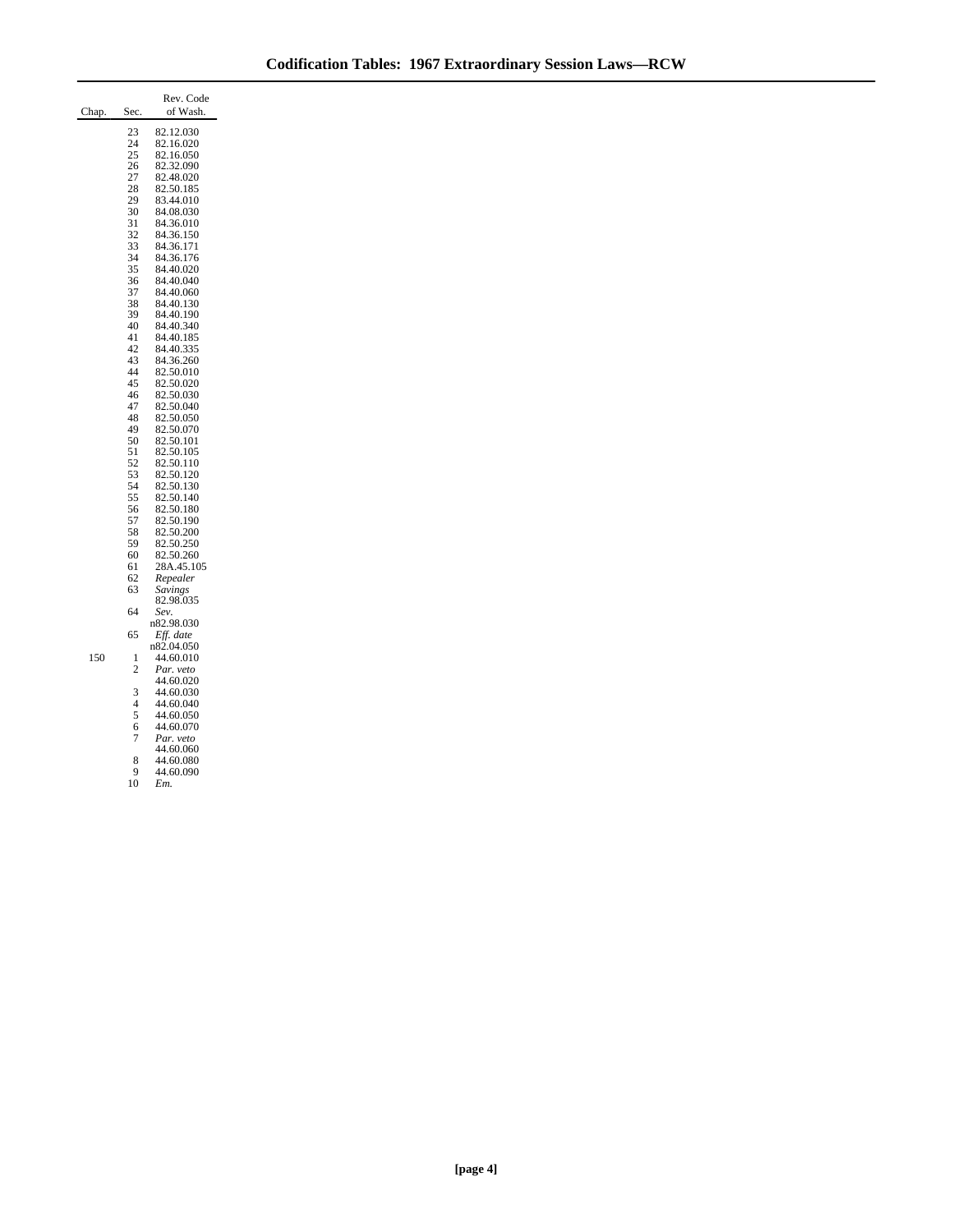| Chap. | Sec. | Rev. Code of Wash. |
|---|---|---|
| | 23 | 82.12.030 |
| | 24 | 82.16.020 |
| | 25 | 82.16.050 |
| | 26 | 82.32.090 |
| | 27 | 82.48.020 |
| | 28 | 82.50.185 |
| | 29 | 83.44.010 |
| | 30 | 84.08.030 |
| | 31 | 84.36.010 |
| | 32 | 84.36.150 |
| | 33 | 84.36.171 |
| | 34 | 84.36.176 |
| | 35 | 84.40.020 |
| | 36 | 84.40.040 |
| | 37 | 84.40.060 |
| | 38 | 84.40.130 |
| | 39 | 84.40.190 |
| | 40 | 84.40.340 |
| | 41 | 84.40.185 |
| | 42 | 84.40.335 |
| | 43 | 84.36.260 |
| | 44 | 82.50.010 |
| | 45 | 82.50.020 |
| | 46 | 82.50.030 |
| | 47 | 82.50.040 |
| | 48 | 82.50.050 |
| | 49 | 82.50.070 |
| | 50 | 82.50.101 |
| | 51 | 82.50.105 |
| | 52 | 82.50.110 |
| | 53 | 82.50.120 |
| | 54 | 82.50.130 |
| | 55 | 82.50.140 |
| | 56 | 82.50.180 |
| | 57 | 82.50.190 |
| | 58 | 82.50.200 |
| | 59 | 82.50.250 |
| | 60 | 82.50.260 |
| | 61 | 28A.45.105 |
| | 62 | *Repealer* |
| | 63 | *Savings* 82.98.035 |
| | 64 | *Sev.* n82.98.030 |
| | 65 | *Eff. date* n82.04.050 |
| 150 | 1 | 44.60.010 |
| | 2 | *Par. veto* 44.60.020 |
| | 3 | 44.60.030 |
| | 4 | 44.60.040 |
| | 5 | 44.60.050 |
| | 6 | 44.60.070 |
| | 7 | *Par. veto* 44.60.060 |
| | 8 | 44.60.080 |
| | 9 | 44.60.090 |
| | 10 | *Em.* |